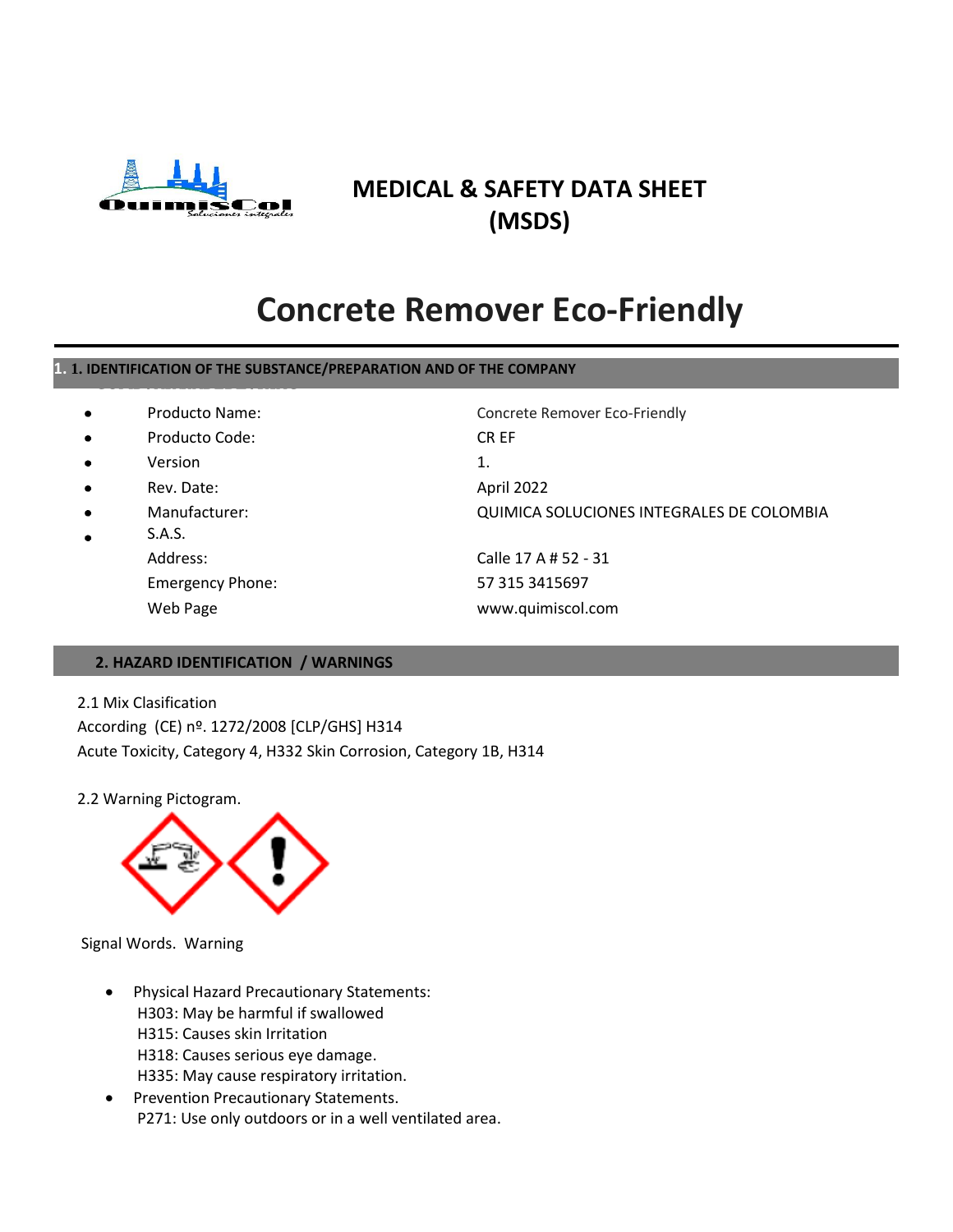# MEDICAL & SAFETY DATA SHEET (MSDS)

# Concrete Remover Eco-Friendly

## 1. 1. IDENTIFICATION OF THE SUBSTANCE/PREPARATION AND OF THE COMPANY

| | |
|---|---|
| • Producto Name: | Concrete Remover Eco-Friendly |
| • Producto Code: | CR EF |
| • Version | 1. |
| • Rev. Date: | April 2022 |
| • Manufacturer: | QUIMICA SOLUCIONES INTEGRALES DE COLOMBIA |
| • S.A.S. | |
| Address: | Calle 17 A # 52 - 31 |
| Emergency Phone: | 57 315 3415697 |
| Web Page | www.quimiscol.com |

## 2. HAZARD IDENTIFICATION / WARNINGS

2.1 Mix Clasification
According (CE) nº. 1272/2008 [CLP/GHS] H314
Acute Toxicity, Category 4, H332 Skin Corrosion, Category 1B, H314

2.2 Warning Pictogram.

Signal Words. Warning

- Physical Hazard Precautionary Statements:
  H303: May be harmful if swallowed
  H315: Causes skin Irritation
  H318: Causes serious eye damage.
  H335: May cause respiratory irritation.
- Prevention Precautionary Statements.
  P271: Use only outdoors or in a well ventilated area.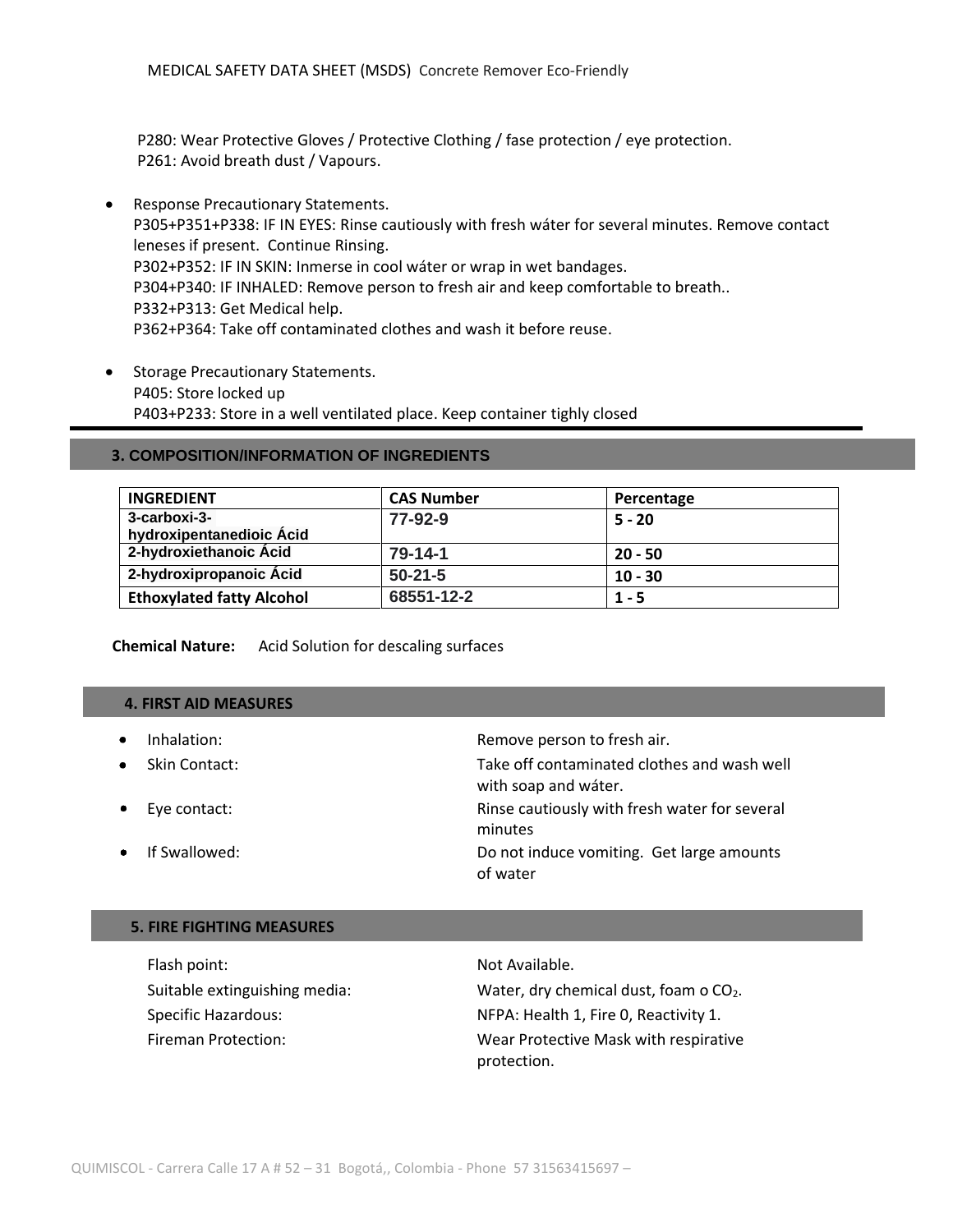P280: Wear Protective Gloves / Protective Clothing / fase protection / eye protection.
P261: Avoid breath dust / Vapours.

- Response Precautionary Statements.
  P305+P351+P338: IF IN EYES: Rinse cautiously with fresh wáter for several minutes. Remove contact leneses if present. Continue Rinsing.
  P302+P352: IF IN SKIN: Inmerse in cool wáter or wrap in wet bandages.
  P304+P340: IF INHALED: Remove person to fresh air and keep comfortable to breath..
  P332+P313: Get Medical help.
  P362+P364: Take off contaminated clothes and wash it before reuse.

- Storage Precautionary Statements.
  P405: Store locked up
  P403+P233: Store in a well ventilated place. Keep container tighly closed

## 3. COMPOSITION/INFORMATION OF INGREDIENTS

| INGREDIENT | CAS Number | Percentage |
|---|---|---|
| 3-carboxi-3-hydroxipentanedioic Ácid | 77-92-9 | 5 - 20 |
| 2-hydroxiethanoic Ácid | 79-14-1 | 20 - 50 |
| 2-hydroxipropanoic Ácid | 50-21-5 | 10 - 30 |
| Ethoxylated fatty Alcohol | 68551-12-2 | 1 - 5 |

**Chemical Nature:** Acid Solution for descaling surfaces

## 4. FIRST AID MEASURES

- Inhalation: Remove person to fresh air.
- Skin Contact: Take off contaminated clothes and wash well with soap and wáter.
- Eye contact: Rinse cautiously with fresh water for several minutes
- If Swallowed: Do not induce vomiting. Get large amounts of water

## 5. FIRE FIGHTING MEASURES

Flash point: Not Available.

Suitable extinguishing media: Water, dry chemical dust, foam o $CO_2$.

Specific Hazardous: NFPA: Health 1, Fire 0, Reactivity 1.

Fireman Protection: Wear Protective Mask with respirative protection.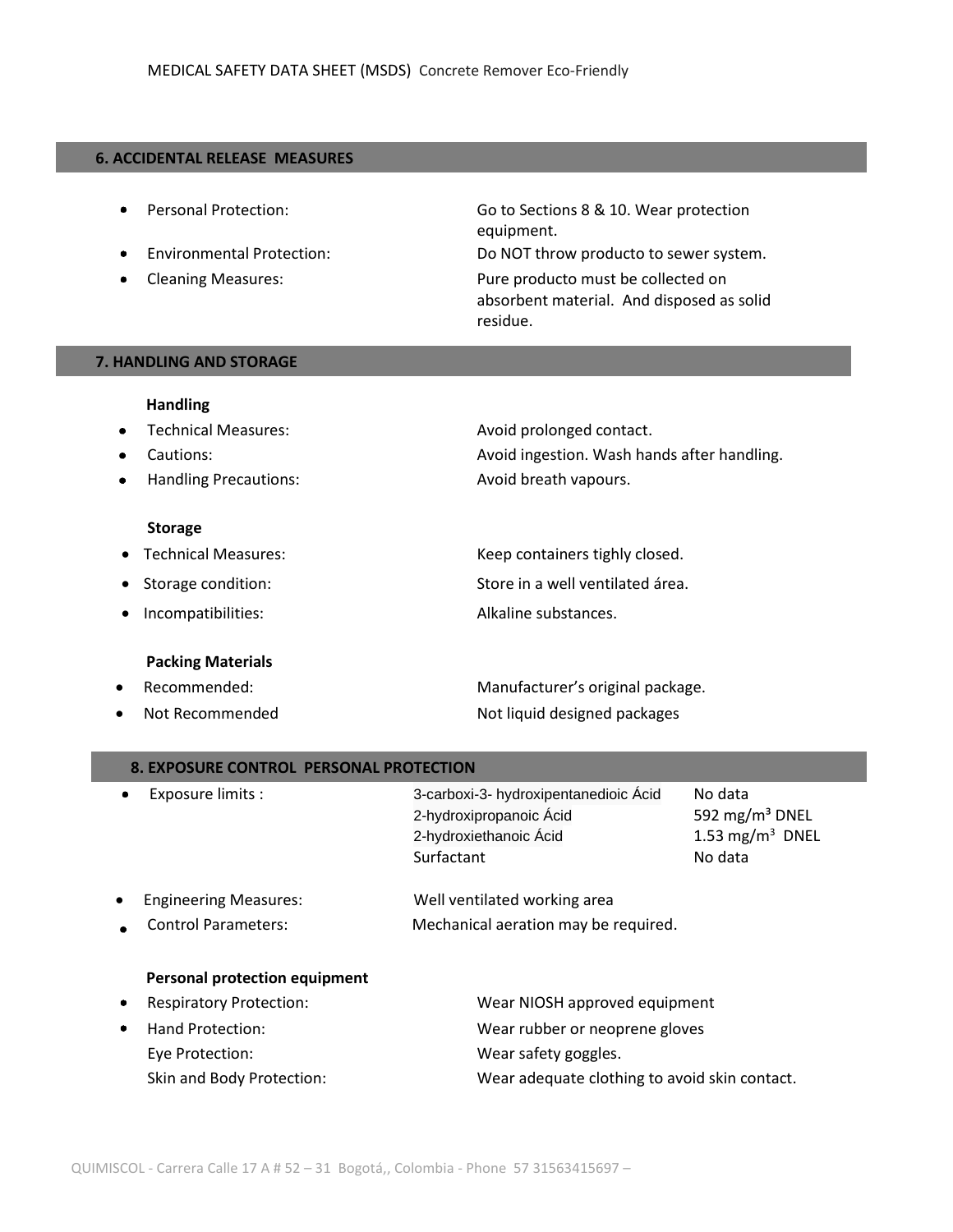## 6. ACCIDENTAL RELEASE MEASURES

- Personal Protection: Go to Sections 8 & 10. Wear protection equipment.
- Environmental Protection: Do NOT throw producto to sewer system.
- Cleaning Measures: Pure producto must be collected on absorbent material. And disposed as solid residue.

## 7. HANDLING AND STORAGE

**Handling**

- Technical Measures: Avoid prolonged contact.
- Cautions: Avoid ingestion. Wash hands after handling.
- Handling Precautions: Avoid breath vapours.

**Storage**

- Technical Measures: Keep containers tighly closed.
- Storage condition: Store in a well ventilated área.
- Incompatibilities: Alkaline substances.

**Packing Materials**

- Recommended: Manufacturer's original package.
- Not Recommended Not liquid designed packages

## 8. EXPOSURE CONTROL PERSONAL PROTECTION

- Exposure limits :

| | |
|---|---|
| 3-carboxi-3- hydroxipentanedioic Ácid | No data |
| 2-hydroxipropanoic Ácid | 592 mg/m³ DNEL |
| 2-hydroxiethanoic Ácid | 1.53 mg/m³ DNEL |
| Surfactant | No data |

- Engineering Measures: Well ventilated working area
- Control Parameters: Mechanical aeration may be required.

**Personal protection equipment**

- Respiratory Protection: Wear NIOSH approved equipment
- Hand Protection: Wear rubber or neoprene gloves

Eye Protection: Wear safety goggles.

Skin and Body Protection: Wear adequate clothing to avoid skin contact.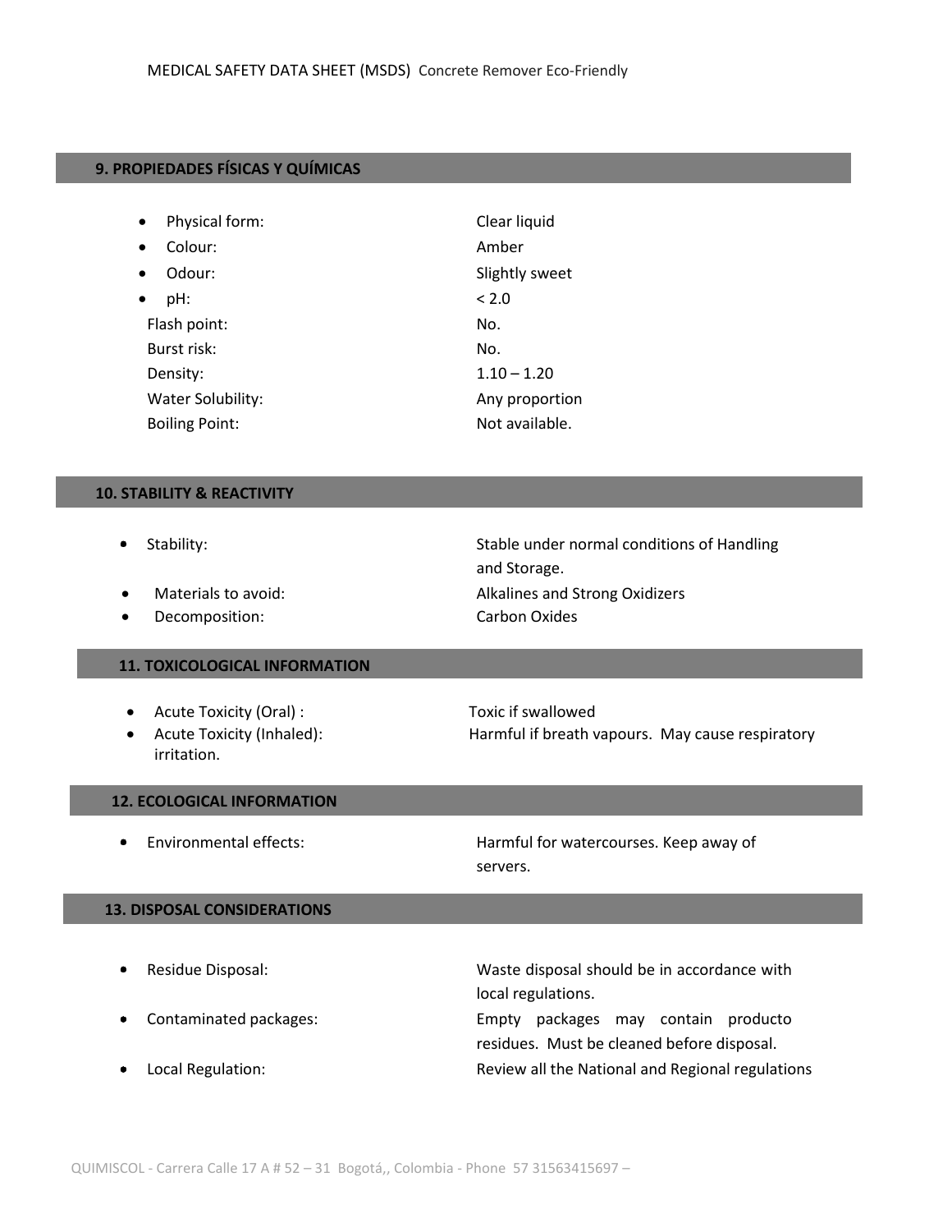## 9. PROPIEDADES FÍSICAS Y QUÍMICAS

- Physical form: Clear liquid
- Colour: Amber
- Odour: Slightly sweet
- pH: < 2.0

Flash point: No.
Burst risk: No.
Density: 1.10 – 1.20
Water Solubility: Any proportion
Boiling Point: Not available.

## 10. STABILITY & REACTIVITY

- Stability: Stable under normal conditions of Handling and Storage.
- Materials to avoid: Alkalines and Strong Oxidizers
- Decomposition: Carbon Oxides

## 11. TOXICOLOGICAL INFORMATION

- Acute Toxicity (Oral) : Toxic if swallowed
- Acute Toxicity (Inhaled): Harmful if breath vapours. May cause respiratory irritation.

## 12. ECOLOGICAL INFORMATION

- Environmental effects: Harmful for watercourses. Keep away of servers.

## 13. DISPOSAL CONSIDERATIONS

- Residue Disposal: Waste disposal should be in accordance with local regulations.
- Contaminated packages: Empty packages may contain producto residues. Must be cleaned before disposal.
- Local Regulation: Review all the National and Regional regulations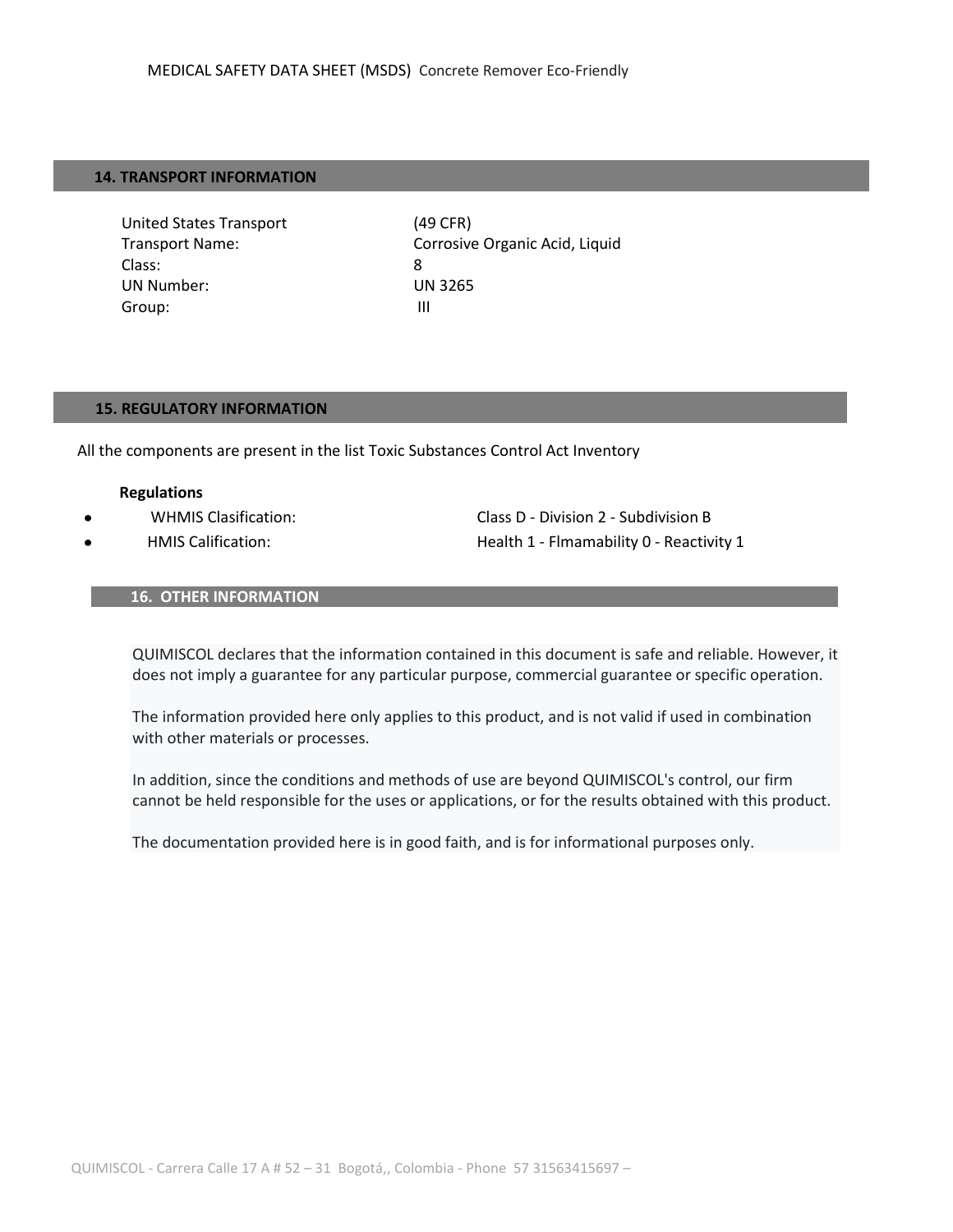## 14. TRANSPORT INFORMATION

| | |
|---|---|
| United States Transport | (49 CFR) |
| Transport Name: | Corrosive Organic Acid, Liquid |
| Class: | 8 |
| UN Number: | UN 3265 |
| Group: | III |

## 15. REGULATORY INFORMATION

All the components are present in the list Toxic Substances Control Act Inventory

**Regulations**

- WHMIS Clasification: Class D - Division 2 - Subdivision B
- HMIS Calification: Health 1 - Flmamability 0 - Reactivity 1

## 16. OTHER INFORMATION

QUIMISCOL declares that the information contained in this document is safe and reliable. However, it does not imply a guarantee for any particular purpose, commercial guarantee or specific operation.

The information provided here only applies to this product, and is not valid if used in combination with other materials or processes.

In addition, since the conditions and methods of use are beyond QUIMISCOL's control, our firm cannot be held responsible for the uses or applications, or for the results obtained with this product.

The documentation provided here is in good faith, and is for informational purposes only.